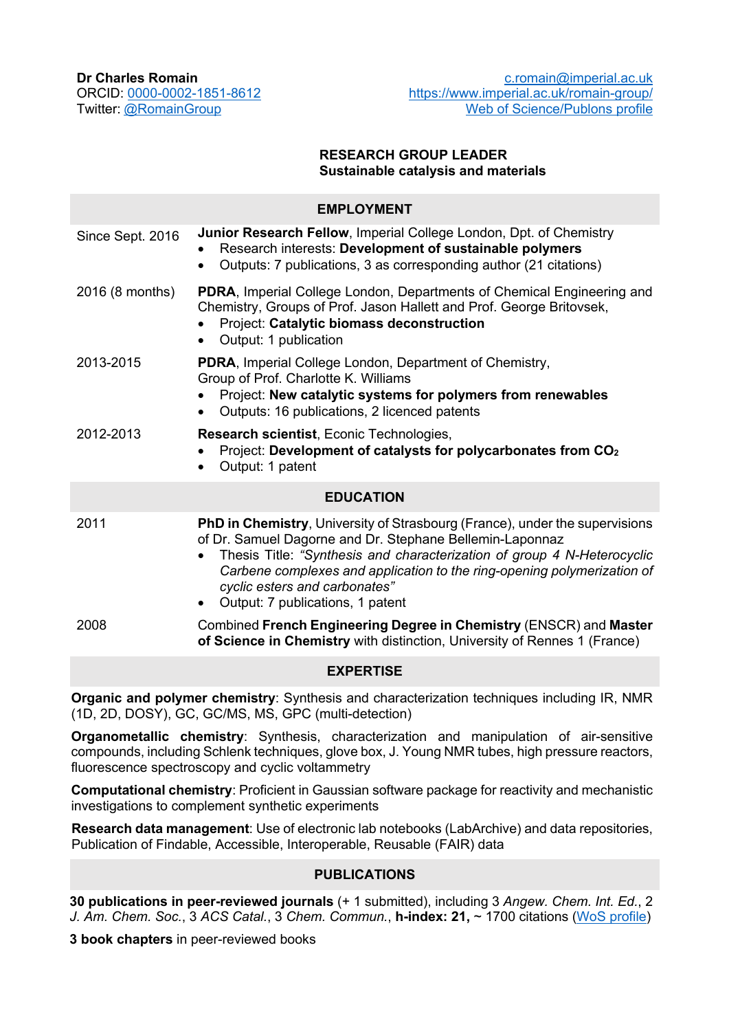**Dr Charles Romain**
ORCID: [0000-0002-1851-8612](0000-0002-1851-8612)
Twitter: [@RomainGroup](@RomainGroup)

[c.romain@imperial.ac.uk](c.romain@imperial.ac.uk)
[https://www.imperial.ac.uk/romain-group/](https://www.imperial.ac.uk/romain-group/)
[Web of Science/Publons profile](Web of Science/Publons profile)

**RESEARCH GROUP LEADER**
**Sustainable catalysis and materials**

## EMPLOYMENT

Since Sept. 2016 — **Junior Research Fellow**, Imperial College London, Dpt. of Chemistry

- Research interests: **Development of sustainable polymers**
- Outputs: 7 publications, 3 as corresponding author (21 citations)

2016 (8 months) — **PDRA**, Imperial College London, Departments of Chemical Engineering and Chemistry, Groups of Prof. Jason Hallett and Prof. George Britovsek,

- Project: **Catalytic biomass deconstruction**
- Output: 1 publication

2013-2015 — **PDRA**, Imperial College London, Department of Chemistry, Group of Prof. Charlotte K. Williams

- Project: **New catalytic systems for polymers from renewables**
- Outputs: 16 publications, 2 licenced patents

2012-2013 — **Research scientist**, Econic Technologies,

- Project: **Development of catalysts for polycarbonates from $CO_2$**
- Output: 1 patent

## EDUCATION

2011 — **PhD in Chemistry**, University of Strasbourg (France), under the supervisions of Dr. Samuel Dagorne and Dr. Stephane Bellemin-Laponnaz

- Thesis Title: *"Synthesis and characterization of group 4 N-Heterocyclic Carbene complexes and application to the ring-opening polymerization of cyclic esters and carbonates"*
- Output: 7 publications, 1 patent

2008 — Combined **French Engineering Degree in Chemistry** (ENSCR) and **Master of Science in Chemistry** with distinction, University of Rennes 1 (France)

## EXPERTISE

**Organic and polymer chemistry**: Synthesis and characterization techniques including IR, NMR (1D, 2D, DOSY), GC, GC/MS, MS, GPC (multi-detection)

**Organometallic chemistry**: Synthesis, characterization and manipulation of air-sensitive compounds, including Schlenk techniques, glove box, J. Young NMR tubes, high pressure reactors, fluorescence spectroscopy and cyclic voltammetry

**Computational chemistry**: Proficient in Gaussian software package for reactivity and mechanistic investigations to complement synthetic experiments

**Research data management**: Use of electronic lab notebooks (LabArchive) and data repositories, Publication of Findable, Accessible, Interoperable, Reusable (FAIR) data

## PUBLICATIONS

**30 publications in peer-reviewed journals** (+ 1 submitted), including 3 *Angew. Chem. Int. Ed.*, 2 *J. Am. Chem. Soc.*, 3 *ACS Catal.*, 3 *Chem. Commun.*, **h-index: 21,** ~ 1700 citations ([WoS profile](WoS profile))

**3 book chapters** in peer-reviewed books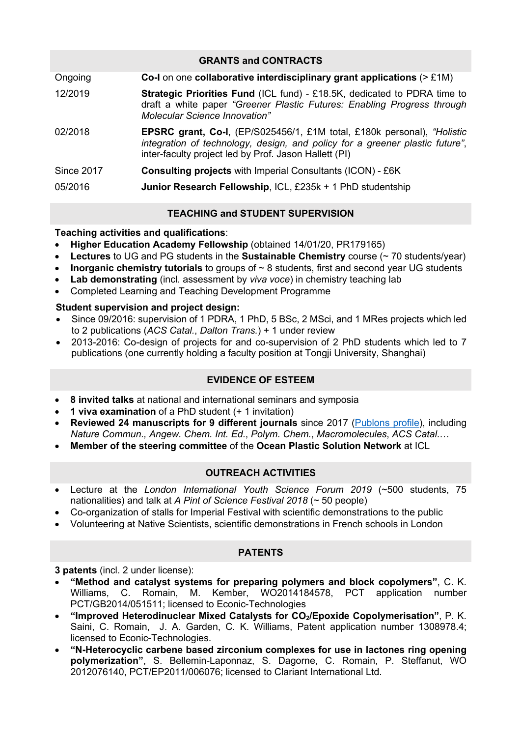## GRANTS and CONTRACTS

| | |
|---|---|
| Ongoing | **Co-I** on one **collaborative interdisciplinary grant applications** (> £1M) |
| 12/2019 | **Strategic Priorities Fund** (ICL fund) - £18.5K, dedicated to PDRA time to draft a white paper *"Greener Plastic Futures: Enabling Progress through Molecular Science Innovation"* |
| 02/2018 | **EPSRC grant, Co-I**, (EP/S025456/1, £1M total, £180k personal), *"Holistic integration of technology, design, and policy for a greener plastic future"*, inter-faculty project led by Prof. Jason Hallett (PI) |
| Since 2017 | **Consulting projects** with Imperial Consultants (ICON) - £6K |
| 05/2016 | **Junior Research Fellowship**, ICL, £235k + 1 PhD studentship |

## TEACHING and STUDENT SUPERVISION

**Teaching activities and qualifications**:

- **Higher Education Academy Fellowship** (obtained 14/01/20, PR179165)
- **Lectures** to UG and PG students in the **Sustainable Chemistry** course (~ 70 students/year)
- **Inorganic chemistry tutorials** to groups of ~ 8 students, first and second year UG students
- **Lab demonstrating** (incl. assessment by *viva voce*) in chemistry teaching lab
- Completed Learning and Teaching Development Programme

**Student supervision and project design:**

- Since 09/2016: supervision of 1 PDRA, 1 PhD, 5 BSc, 2 MSci, and 1 MRes projects which led to 2 publications (*ACS Catal.*, *Dalton Trans.*) + 1 under review
- 2013-2016: Co-design of projects for and co-supervision of 2 PhD students which led to 7 publications (one currently holding a faculty position at Tongji University, Shanghai)

## EVIDENCE OF ESTEEM

- **8 invited talks** at national and international seminars and symposia
- **1 viva examination** of a PhD student (+ 1 invitation)
- **Reviewed 24 manuscripts for 9 different journals** since 2017 (Publons profile), including *Nature Commun., Angew. Chem. Int. Ed.*, *Polym. Chem.*, *Macromolecules*, *ACS Catal*.…
- **Member of the steering committee** of the **Ocean Plastic Solution Network** at ICL

## OUTREACH ACTIVITIES

- Lecture at the *London International Youth Science Forum 2019* (~500 students, 75 nationalities) and talk at *A Pint of Science Festival 2018* (~ 50 people)
- Co-organization of stalls for Imperial Festival with scientific demonstrations to the public
- Volunteering at Native Scientists, scientific demonstrations in French schools in London

## PATENTS

**3 patents** (incl. 2 under license):

- **"Method and catalyst systems for preparing polymers and block copolymers"**, C. K. Williams, C. Romain, M. Kember, WO2014184578, PCT application number PCT/GB2014/051511; licensed to Econic-Technologies
- **"Improved Heterodinuclear Mixed Catalysts for $CO_2$/Epoxide Copolymerisation"**, P. K. Saini, C. Romain, J. A. Garden, C. K. Williams, Patent application number 1308978.4; licensed to Econic-Technologies.
- **"N-Heterocyclic carbene based zirconium complexes for use in lactones ring opening polymerization"**, S. Bellemin-Laponnaz, S. Dagorne, C. Romain, P. Steffanut, WO 2012076140, PCT/EP2011/006076; licensed to Clariant International Ltd.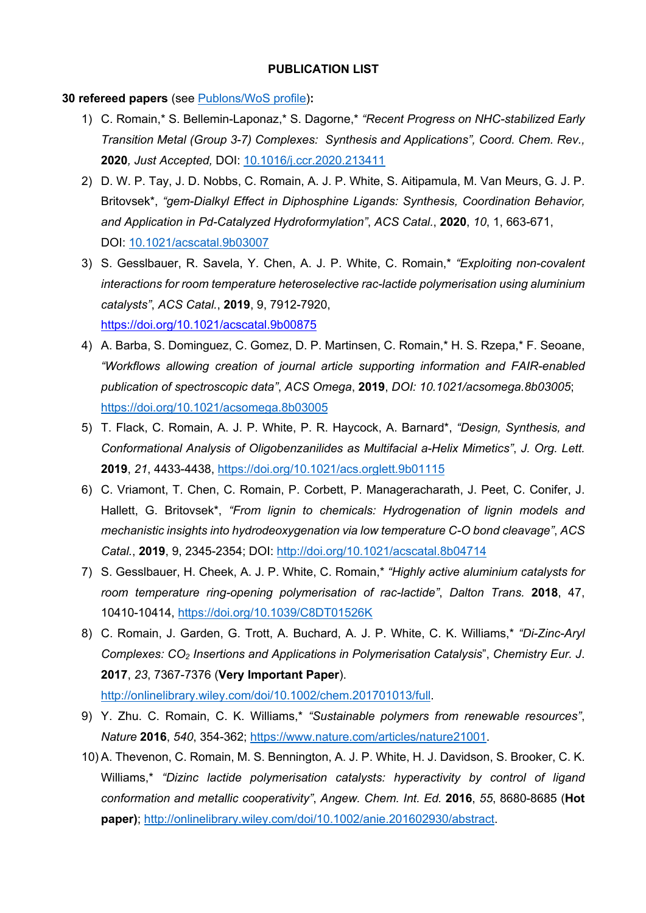**PUBLICATION LIST**

**30 refereed papers** (see Publons/WoS profile)**:**

1) C. Romain,* S. Bellemin-Laponaz,* S. Dagorne,* *"Recent Progress on NHC-stabilized Early Transition Metal (Group 3-7) Complexes: Synthesis and Applications", Coord. Chem. Rev.,* **2020***, Just Accepted,* DOI: 10.1016/j.ccr.2020.213411
2) D. W. P. Tay, J. D. Nobbs, C. Romain, A. J. P. White, S. Aitipamula, M. Van Meurs, G. J. P. Britovsek*, *"gem-Dialkyl Effect in Diphosphine Ligands: Synthesis, Coordination Behavior, and Application in Pd-Catalyzed Hydroformylation"*, *ACS Catal.*, **2020**, *10*, 1, 663-671, DOI: 10.1021/acscatal.9b03007
3) S. Gesslbauer, R. Savela, Y. Chen, A. J. P. White, C. Romain,* *"Exploiting non-covalent interactions for room temperature heteroselective rac-lactide polymerisation using aluminium catalysts"*, *ACS Catal.*, **2019**, 9, 7912-7920, https://doi.org/10.1021/acscatal.9b00875
4) A. Barba, S. Dominguez, C. Gomez, D. P. Martinsen, C. Romain,* H. S. Rzepa,* F. Seoane, *"Workflows allowing creation of journal article supporting information and FAIR-enabled publication of spectroscopic data"*, *ACS Omega*, **2019**, *DOI: 10.1021/acsomega.8b03005*; https://doi.org/10.1021/acsomega.8b03005
5) T. Flack, C. Romain, A. J. P. White, P. R. Haycock, A. Barnard*, *"Design, Synthesis, and Conformational Analysis of Oligobenzanilides as Multifacial a-Helix Mimetics"*, *J. Org. Lett.* **2019**, *21*, 4433-4438, https://doi.org/10.1021/acs.orglett.9b01115
6) C. Vriamont, T. Chen, C. Romain, P. Corbett, P. Manageracharath, J. Peet, C. Conifer, J. Hallett, G. Britovsek*, *"From lignin to chemicals: Hydrogenation of lignin models and mechanistic insights into hydrodeoxygenation via low temperature C-O bond cleavage"*, *ACS Catal.*, **2019**, 9, 2345-2354; DOI: http://doi.org/10.1021/acscatal.8b04714
7) S. Gesslbauer, H. Cheek, A. J. P. White, C. Romain,* *"Highly active aluminium catalysts for room temperature ring-opening polymerisation of rac-lactide"*, *Dalton Trans.* **2018**, 47, 10410-10414, https://doi.org/10.1039/C8DT01526K
8) C. Romain, J. Garden, G. Trott, A. Buchard, A. J. P. White, C. K. Williams,* *"Di-Zinc-Aryl Complexes: $CO_2$ Insertions and Applications in Polymerisation Catalysis"*, *Chemistry Eur. J.* **2017**, *23*, 7367-7376 (**Very Important Paper**). http://onlinelibrary.wiley.com/doi/10.1002/chem.201701013/full.
9) Y. Zhu. C. Romain, C. K. Williams,* *"Sustainable polymers from renewable resources"*, *Nature* **2016**, *540*, 354-362; https://www.nature.com/articles/nature21001.
10) A. Thevenon, C. Romain, M. S. Bennington, A. J. P. White, H. J. Davidson, S. Brooker, C. K. Williams,* *"Dizinc lactide polymerisation catalysts: hyperactivity by control of ligand conformation and metallic cooperativity"*, *Angew. Chem. Int. Ed.* **2016**, *55*, 8680-8685 (**Hot paper)**; http://onlinelibrary.wiley.com/doi/10.1002/anie.201602930/abstract.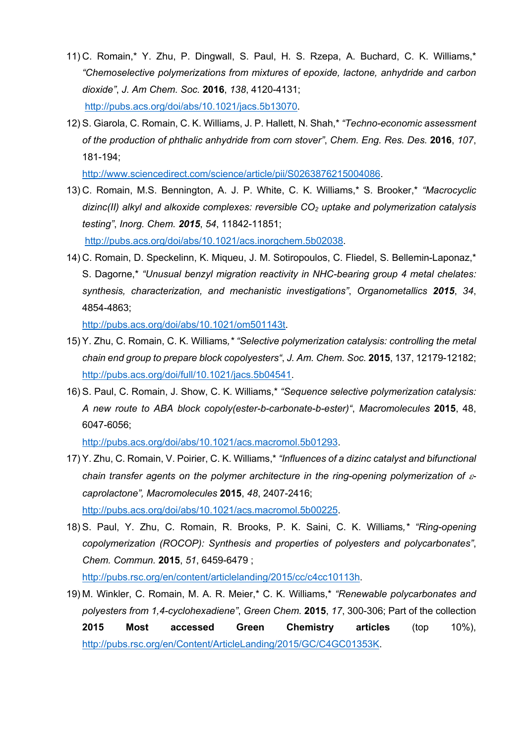11) C. Romain,* Y. Zhu, P. Dingwall, S. Paul, H. S. Rzepa, A. Buchard, C. K. Williams,* *"Chemoselective polymerizations from mixtures of epoxide, lactone, anhydride and carbon dioxide"*, *J. Am Chem. Soc.* **2016**, *138*, 4120-4131; http://pubs.acs.org/doi/abs/10.1021/jacs.5b13070.

12) S. Giarola, C. Romain, C. K. Williams, J. P. Hallett, N. Shah,* *"Techno-economic assessment of the production of phthalic anhydride from corn stover"*, *Chem. Eng. Res. Des.* **2016**, *107*, 181-194; http://www.sciencedirect.com/science/article/pii/S0263876215004086.

13) C. Romain, M.S. Bennington, A. J. P. White, C. K. Williams,* S. Brooker,* *"Macrocyclic dizinc(II) alkyl and alkoxide complexes: reversible $CO_2$ uptake and polymerization catalysis testing"*, *Inorg. Chem.* ***2015***, *54*, 11842-11851; http://pubs.acs.org/doi/abs/10.1021/acs.inorgchem.5b02038.

14) C. Romain, D. Speckelinn, K. Miqueu, J. M. Sotiropoulos, C. Fliedel, S. Bellemin-Laponaz,* S. Dagorne,* *"Unusual benzyl migration reactivity in NHC-bearing group 4 metal chelates: synthesis, characterization, and mechanistic investigations"*, *Organometallics* ***2015***, *34*, 4854-4863; http://pubs.acs.org/doi/abs/10.1021/om501143t.

15) Y. Zhu, C. Romain, C. K. Williams,* *"Selective polymerization catalysis: controlling the metal chain end group to prepare block copolyesters"*, *J. Am. Chem. Soc.* **2015**, 137, 12179-12182; http://pubs.acs.org/doi/full/10.1021/jacs.5b04541.

16) S. Paul, C. Romain, J. Show, C. K. Williams,* *"Sequence selective polymerization catalysis: A new route to ABA block copoly(ester-b-carbonate-b-ester)"*, *Macromolecules* **2015**, 48, 6047-6056; http://pubs.acs.org/doi/abs/10.1021/acs.macromol.5b01293.

17) Y. Zhu, C. Romain, V. Poirier, C. K. Williams,* *"Influences of a dizinc catalyst and bifunctional chain transfer agents on the polymer architecture in the ring-opening polymerization of $\varepsilon$-caprolactone"*, *Macromolecules* **2015**, *48*, 2407-2416; http://pubs.acs.org/doi/abs/10.1021/acs.macromol.5b00225.

18) S. Paul, Y. Zhu, C. Romain, R. Brooks, P. K. Saini, C. K. Williams,* *"Ring-opening copolymerization (ROCOP): Synthesis and properties of polyesters and polycarbonates"*, *Chem. Commun.* **2015**, *51*, 6459-6479 ; http://pubs.rsc.org/en/content/articlelanding/2015/cc/c4cc10113h.

19) M. Winkler, C. Romain, M. A. R. Meier,* C. K. Williams,* *"Renewable polycarbonates and polyesters from 1,4-cyclohexadiene"*, *Green Chem.* **2015**, *17*, 300-306; Part of the collection **2015 Most accessed Green Chemistry articles** (top 10%), http://pubs.rsc.org/en/Content/ArticleLanding/2015/GC/C4GC01353K.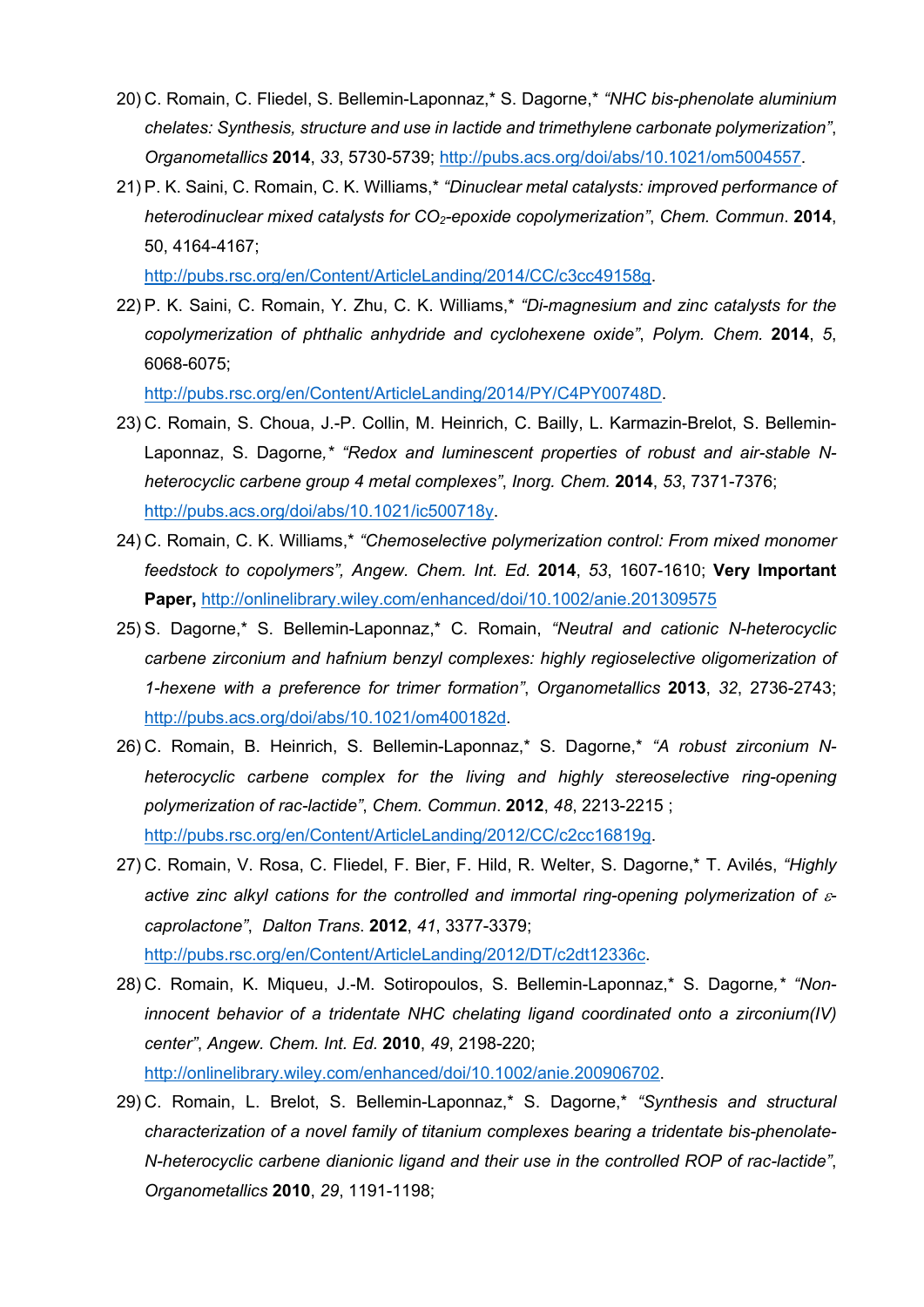20) C. Romain, C. Fliedel, S. Bellemin-Laponnaz,* S. Dagorne,* *“NHC bis-phenolate aluminium chelates: Synthesis, structure and use in lactide and trimethylene carbonate polymerization”*, *Organometallics* **2014**, *33*, 5730-5739; http://pubs.acs.org/doi/abs/10.1021/om5004557.

21) P. K. Saini, C. Romain, C. K. Williams,* *“Dinuclear metal catalysts: improved performance of heterodinuclear mixed catalysts for $CO_2$-epoxide copolymerization”*, *Chem. Commun*. **2014**, 50, 4164-4167; http://pubs.rsc.org/en/Content/ArticleLanding/2014/CC/c3cc49158g.

22) P. K. Saini, C. Romain, Y. Zhu, C. K. Williams,* *“Di-magnesium and zinc catalysts for the copolymerization of phthalic anhydride and cyclohexene oxide”*, *Polym. Chem.* **2014**, *5*, 6068-6075; http://pubs.rsc.org/en/Content/ArticleLanding/2014/PY/C4PY00748D.

23) C. Romain, S. Choua, J.-P. Collin, M. Heinrich, C. Bailly, L. Karmazin-Brelot, S. Bellemin-Laponnaz, S. Dagorne,* *“Redox and luminescent properties of robust and air-stable N-heterocyclic carbene group 4 metal complexes”*, *Inorg. Chem.* **2014**, *53*, 7371-7376; http://pubs.acs.org/doi/abs/10.1021/ic500718y.

24) C. Romain, C. K. Williams,* *“Chemoselective polymerization control: From mixed monomer feedstock to copolymers”, Angew. Chem. Int. Ed.* **2014**, *53*, 1607-1610; **Very Important Paper,** http://onlinelibrary.wiley.com/enhanced/doi/10.1002/anie.201309575

25) S. Dagorne,* S. Bellemin-Laponnaz,* C. Romain, *“Neutral and cationic N-heterocyclic carbene zirconium and hafnium benzyl complexes: highly regioselective oligomerization of 1-hexene with a preference for trimer formation”*, *Organometallics* **2013**, *32*, 2736-2743; http://pubs.acs.org/doi/abs/10.1021/om400182d.

26) C. Romain, B. Heinrich, S. Bellemin-Laponnaz,* S. Dagorne,* *“A robust zirconium N-heterocyclic carbene complex for the living and highly stereoselective ring-opening polymerization of rac-lactide”*, *Chem. Commun*. **2012**, *48*, 2213-2215 ; http://pubs.rsc.org/en/Content/ArticleLanding/2012/CC/c2cc16819g.

27) C. Romain, V. Rosa, C. Fliedel, F. Bier, F. Hild, R. Welter, S. Dagorne,* T. Avilés, *“Highly active zinc alkyl cations for the controlled and immortal ring-opening polymerization of $\varepsilon$-caprolactone”*, *Dalton Trans*. **2012**, *41*, 3377-3379; http://pubs.rsc.org/en/Content/ArticleLanding/2012/DT/c2dt12336c.

28) C. Romain, K. Miqueu, J.-M. Sotiropoulos, S. Bellemin-Laponnaz,* S. Dagorne,* *“Non-innocent behavior of a tridentate NHC chelating ligand coordinated onto a zirconium(IV) center”*, *Angew. Chem. Int. Ed.* **2010**, *49*, 2198-220; http://onlinelibrary.wiley.com/enhanced/doi/10.1002/anie.200906702.

29) C. Romain, L. Brelot, S. Bellemin-Laponnaz,* S. Dagorne,* *“Synthesis and structural characterization of a novel family of titanium complexes bearing a tridentate bis-phenolate-N-heterocyclic carbene dianionic ligand and their use in the controlled ROP of rac-lactide”*, *Organometallics* **2010**, *29*, 1191-1198;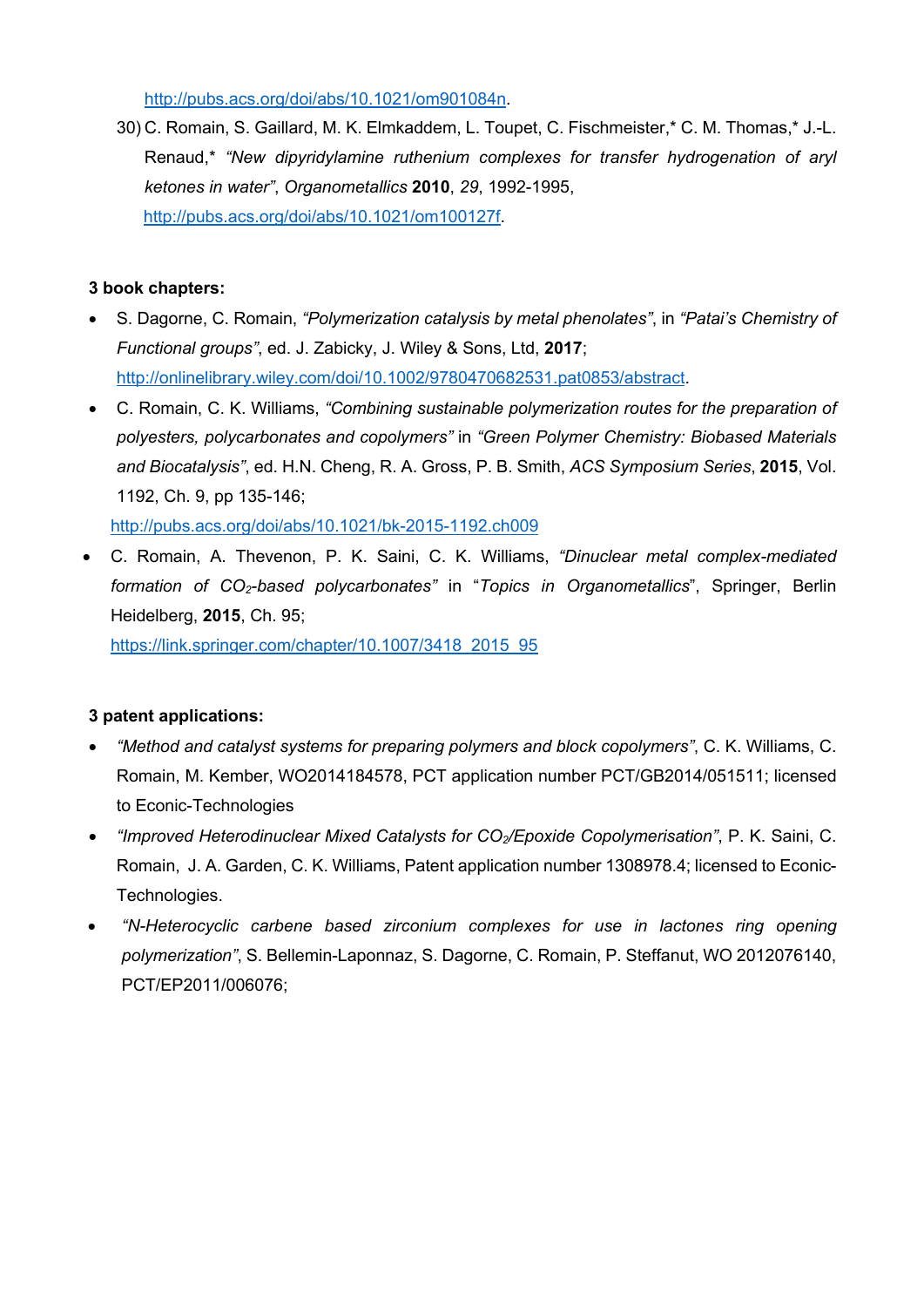http://pubs.acs.org/doi/abs/10.1021/om901084n.

30) C. Romain, S. Gaillard, M. K. Elmkaddem, L. Toupet, C. Fischmeister,* C. M. Thomas,* J.-L. Renaud,* *"New dipyridylamine ruthenium complexes for transfer hydrogenation of aryl ketones in water"*, *Organometallics* **2010**, *29*, 1992-1995, http://pubs.acs.org/doi/abs/10.1021/om100127f.

**3 book chapters:**

- S. Dagorne, C. Romain, *"Polymerization catalysis by metal phenolates"*, in *"Patai's Chemistry of Functional groups"*, ed. J. Zabicky, J. Wiley & Sons, Ltd, **2017**; http://onlinelibrary.wiley.com/doi/10.1002/9780470682531.pat0853/abstract.
- C. Romain, C. K. Williams, *"Combining sustainable polymerization routes for the preparation of polyesters, polycarbonates and copolymers"* in *"Green Polymer Chemistry: Biobased Materials and Biocatalysis"*, ed. H.N. Cheng, R. A. Gross, P. B. Smith, *ACS Symposium Series*, **2015**, Vol. 1192, Ch. 9, pp 135-146; http://pubs.acs.org/doi/abs/10.1021/bk-2015-1192.ch009
- C. Romain, A. Thevenon, P. K. Saini, C. K. Williams, *"Dinuclear metal complex-mediated formation of $CO_2$-based polycarbonates"* in "*Topics in Organometallics*", Springer, Berlin Heidelberg, **2015**, Ch. 95; https://link.springer.com/chapter/10.1007/3418_2015_95

**3 patent applications:**

- *"Method and catalyst systems for preparing polymers and block copolymers"*, C. K. Williams, C. Romain, M. Kember, WO2014184578, PCT application number PCT/GB2014/051511; licensed to Econic-Technologies
- *"Improved Heterodinuclear Mixed Catalysts for $CO_2$/Epoxide Copolymerisation"*, P. K. Saini, C. Romain, J. A. Garden, C. K. Williams, Patent application number 1308978.4; licensed to Econic-Technologies.
- *"N-Heterocyclic carbene based zirconium complexes for use in lactones ring opening polymerization"*, S. Bellemin-Laponnaz, S. Dagorne, C. Romain, P. Steffanut, WO 2012076140, PCT/EP2011/006076;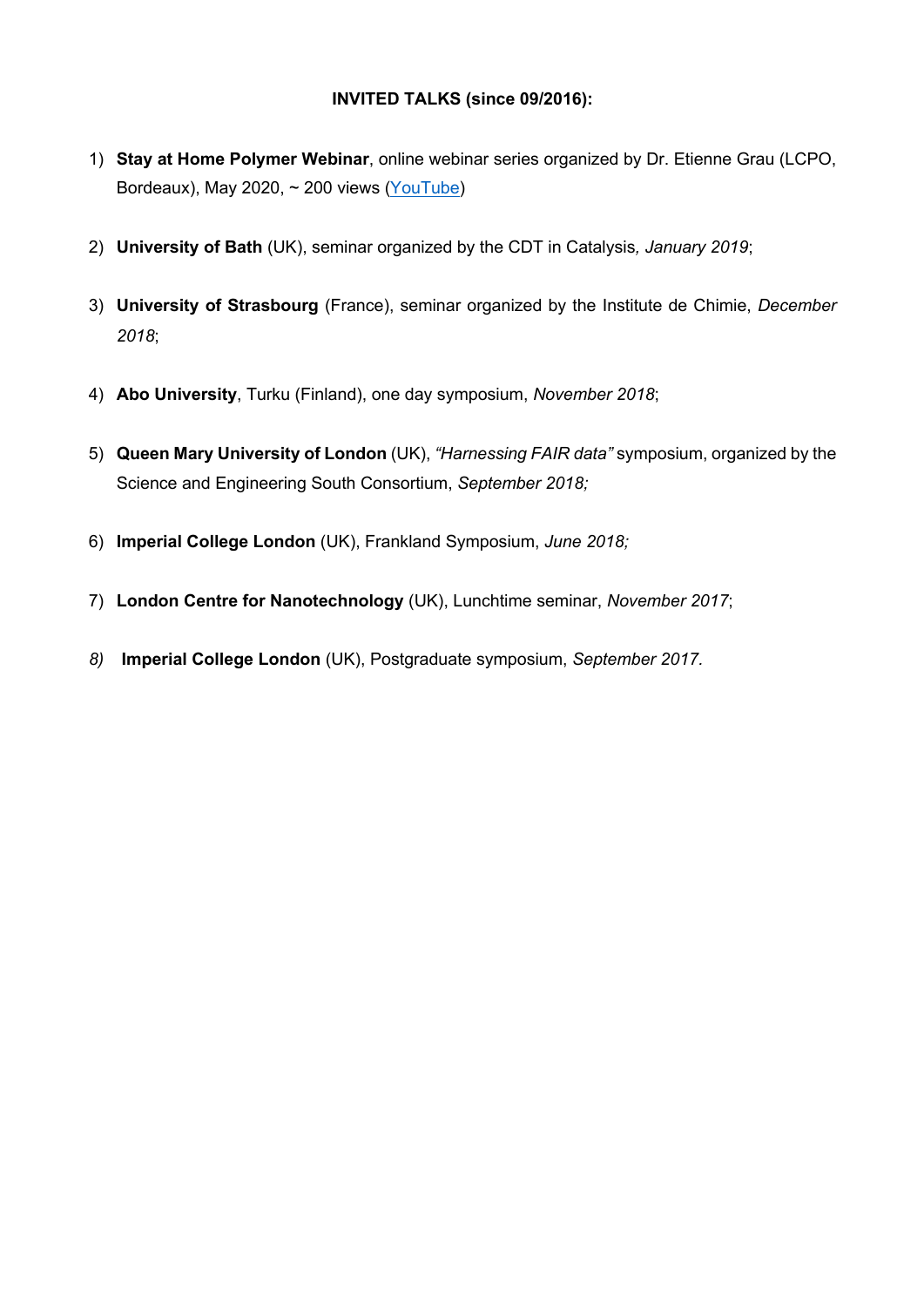**INVITED TALKS (since 09/2016):**

1) **Stay at Home Polymer Webinar**, online webinar series organized by Dr. Etienne Grau (LCPO, Bordeaux), May 2020, ~ 200 views (YouTube)

2) **University of Bath** (UK), seminar organized by the CDT in Catalysis*, January 2019*;

3) **University of Strasbourg** (France), seminar organized by the Institute de Chimie, *December 2018*;

4) **Abo University**, Turku (Finland), one day symposium, *November 2018*;

5) **Queen Mary University of London** (UK), *"Harnessing FAIR data"* symposium, organized by the Science and Engineering South Consortium, *September 2018;*

6) **Imperial College London** (UK), Frankland Symposium, *June 2018;*

7) **London Centre for Nanotechnology** (UK), Lunchtime seminar, *November 2017*;

8) **Imperial College London** (UK), Postgraduate symposium, *September 2017.*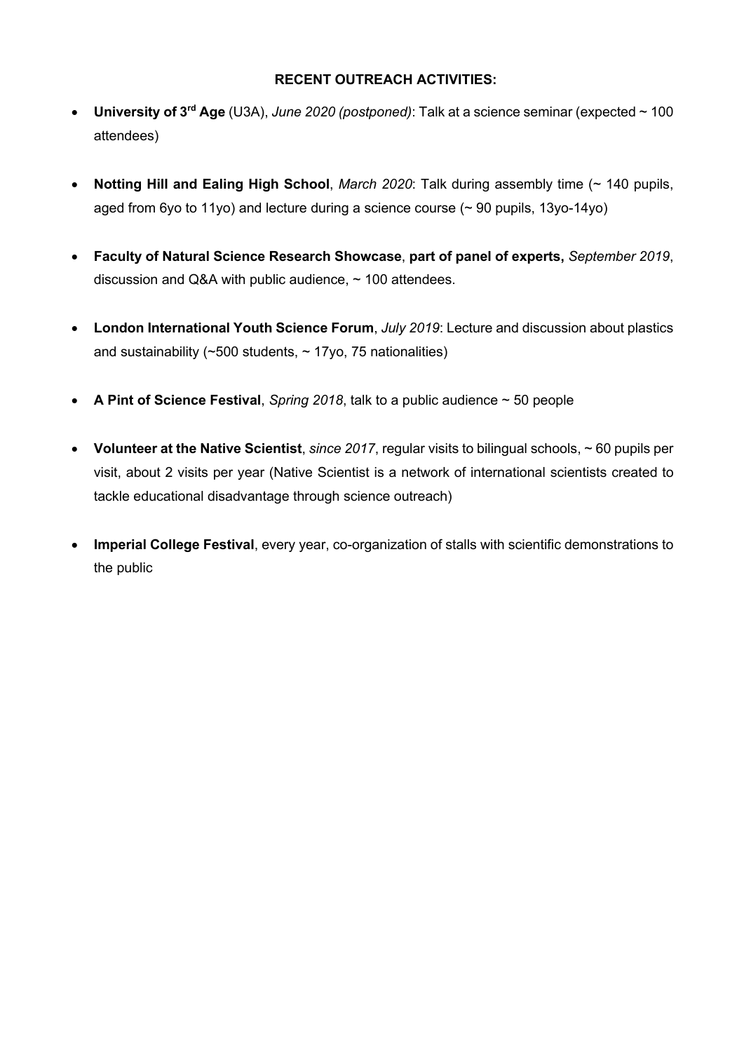**RECENT OUTREACH ACTIVITIES:**

- **University of 3rd Age** (U3A), *June 2020 (postponed)*: Talk at a science seminar (expected ~ 100 attendees)

- **Notting Hill and Ealing High School**, *March 2020*: Talk during assembly time (~ 140 pupils, aged from 6yo to 11yo) and lecture during a science course (~ 90 pupils, 13yo-14yo)

- **Faculty of Natural Science Research Showcase**, **part of panel of experts,** *September 2019*, discussion and Q&A with public audience, ~ 100 attendees.

- **London International Youth Science Forum**, *July 2019*: Lecture and discussion about plastics and sustainability (~500 students, ~ 17yo, 75 nationalities)

- **A Pint of Science Festival**, *Spring 2018*, talk to a public audience ~ 50 people

- **Volunteer at the Native Scientist**, *since 2017*, regular visits to bilingual schools, ~ 60 pupils per visit, about 2 visits per year (Native Scientist is a network of international scientists created to tackle educational disadvantage through science outreach)

- **Imperial College Festival**, every year, co-organization of stalls with scientific demonstrations to the public